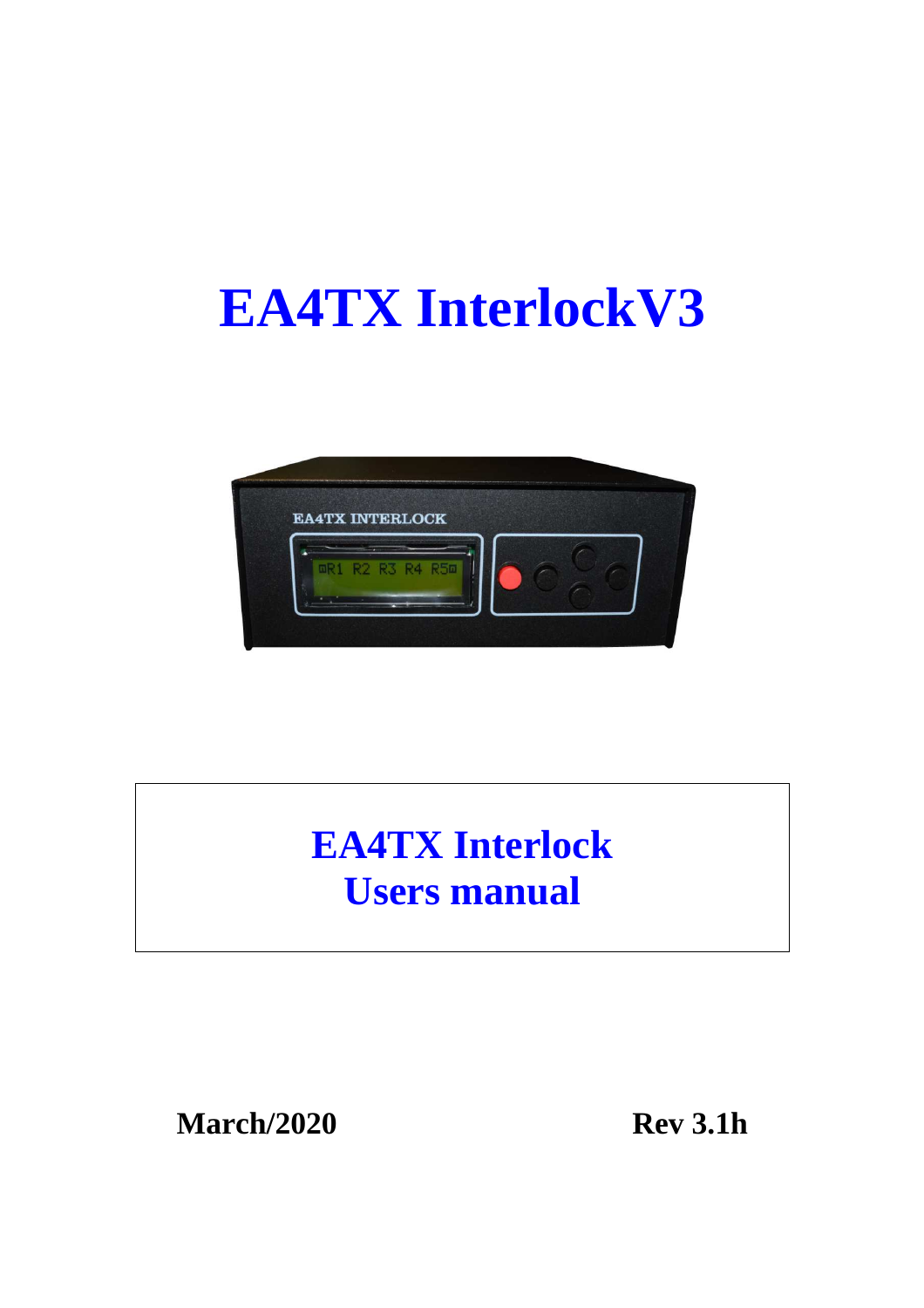# EA4TX InterlockV3

## EA4TX Interlock
## Users manual

**March/2020** **Rev 3.1h**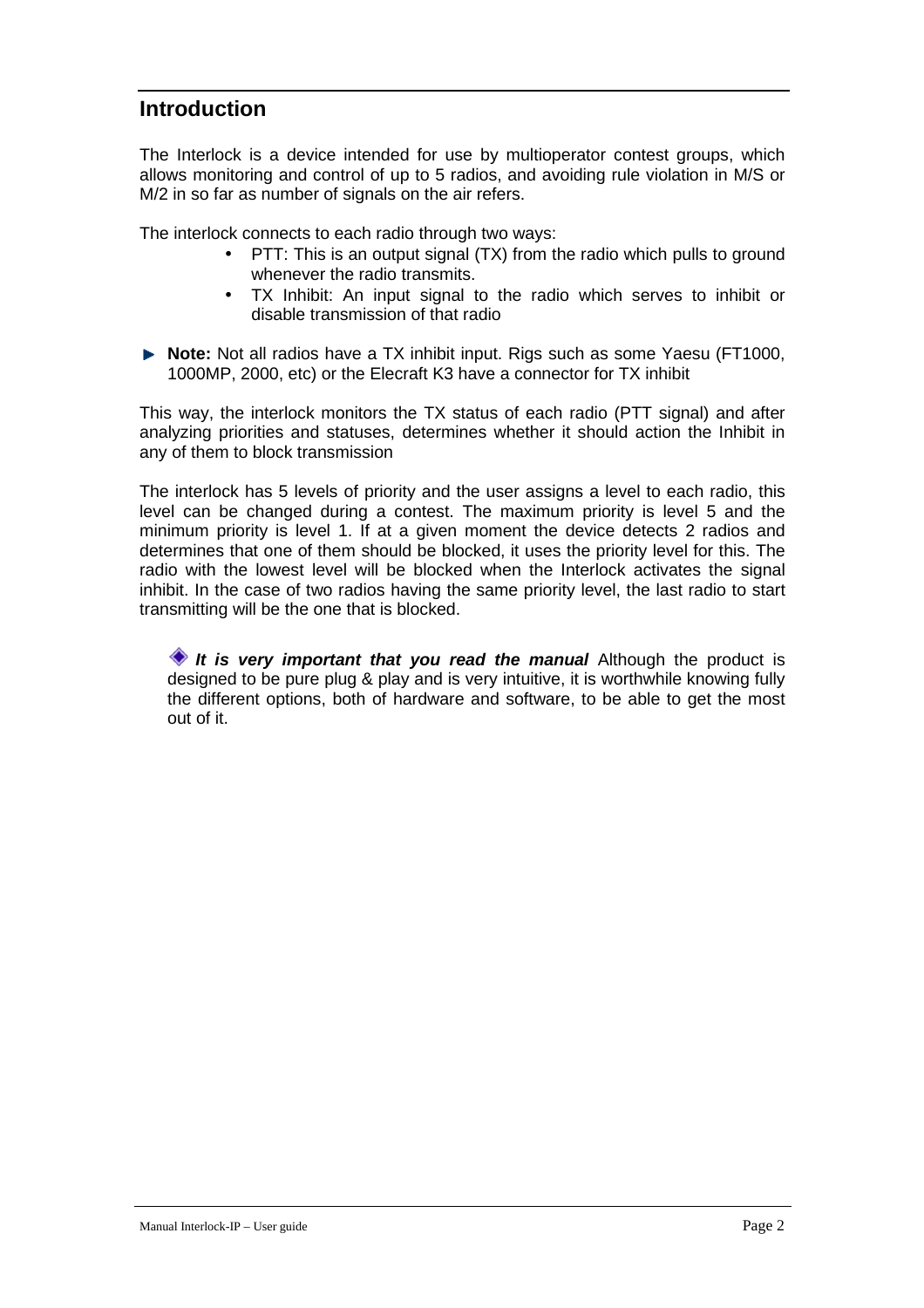## Introduction

The Interlock is a device intended for use by multioperator contest groups, which allows monitoring and control of up to 5 radios, and avoiding rule violation in M/S or M/2 in so far as number of signals on the air refers.

The interlock connects to each radio through two ways:

- PTT: This is an output signal (TX) from the radio which pulls to ground whenever the radio transmits.
- TX Inhibit: An input signal to the radio which serves to inhibit or disable transmission of that radio

► **Note:** Not all radios have a TX inhibit input. Rigs such as some Yaesu (FT1000, 1000MP, 2000, etc) or the Elecraft K3 have a connector for TX inhibit

This way, the interlock monitors the TX status of each radio (PTT signal) and after analyzing priorities and statuses, determines whether it should action the Inhibit in any of them to block transmission

The interlock has 5 levels of priority and the user assigns a level to each radio, this level can be changed during a contest. The maximum priority is level 5 and the minimum priority is level 1. If at a given moment the device detects 2 radios and determines that one of them should be blocked, it uses the priority level for this. The radio with the lowest level will be blocked when the Interlock activates the signal inhibit. In the case of two radios having the same priority level, the last radio to start transmitting will be the one that is blocked.

◆ ***It is very important that you read the manual*** Although the product is designed to be pure plug & play and is very intuitive, it is worthwhile knowing fully the different options, both of hardware and software, to be able to get the most out of it.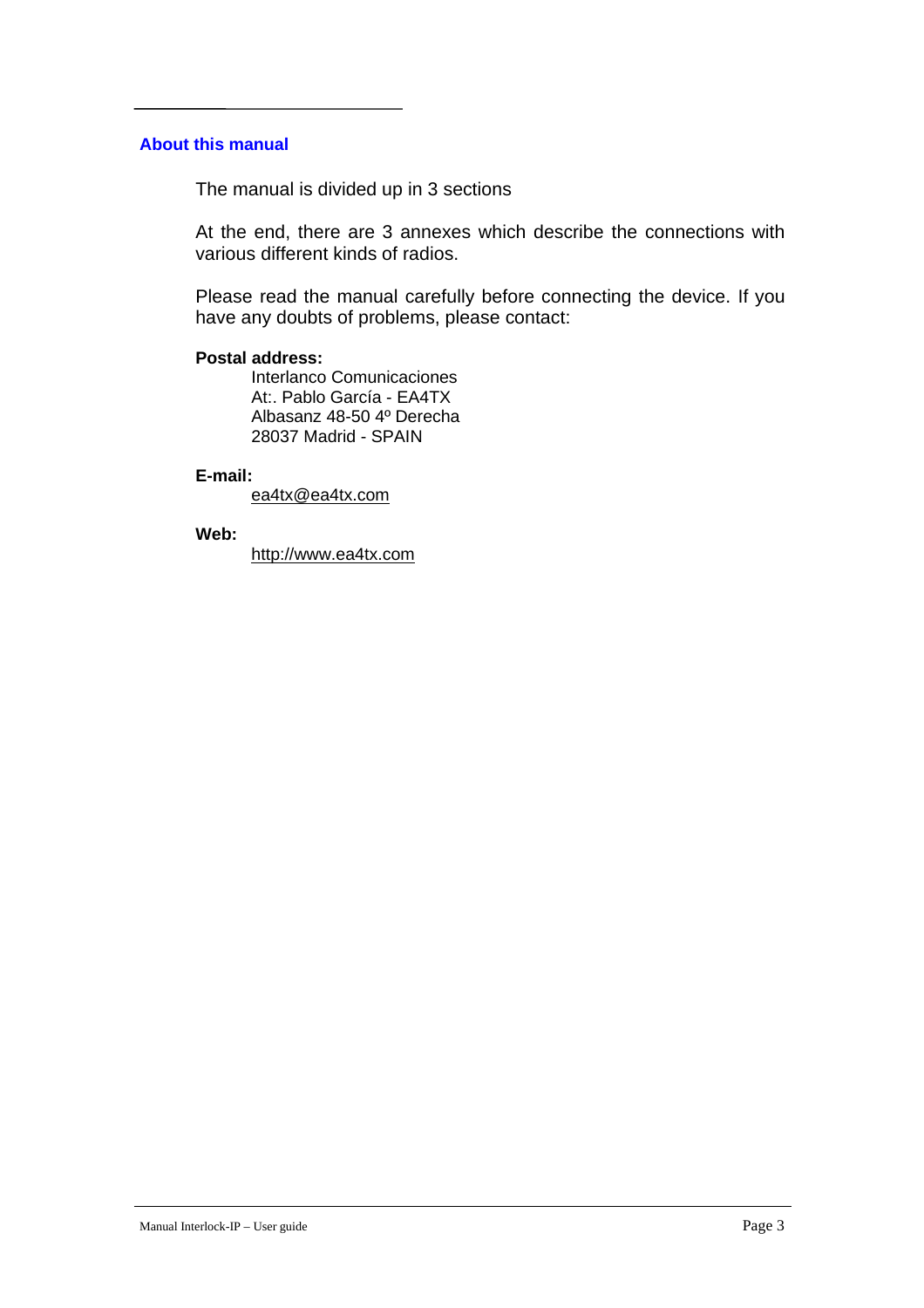## About this manual

The manual is divided up in 3 sections

At the end, there are 3 annexes which describe the connections with various different kinds of radios.

Please read the manual carefully before connecting the device. If you have any doubts of problems, please contact:

**Postal address:**

Interlanco Comunicaciones  
At:. Pablo García - EA4TX  
Albasanz 48-50 4º Derecha  
28037 Madrid - SPAIN

**E-mail:**

ea4tx@ea4tx.com

**Web:**

http://www.ea4tx.com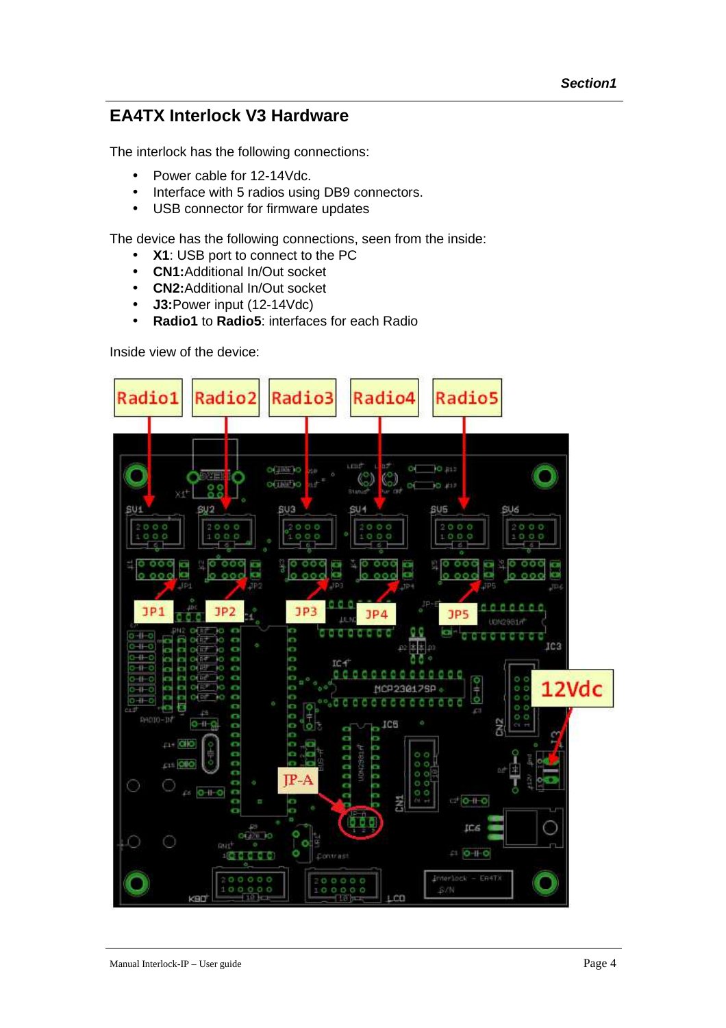# EA4TX Interlock V3 Hardware

The interlock has the following connections:

- Power cable for 12-14Vdc.
- Interface with 5 radios using DB9 connectors.
- USB connector for firmware updates

The device has the following connections, seen from the inside:

- **X1**: USB port to connect to the PC
- **CN1:**Additional In/Out socket
- **CN2:**Additional In/Out socket
- **J3:**Power input (12-14Vdc)
- **Radio1** to **Radio5**: interfaces for each Radio

Inside view of the device: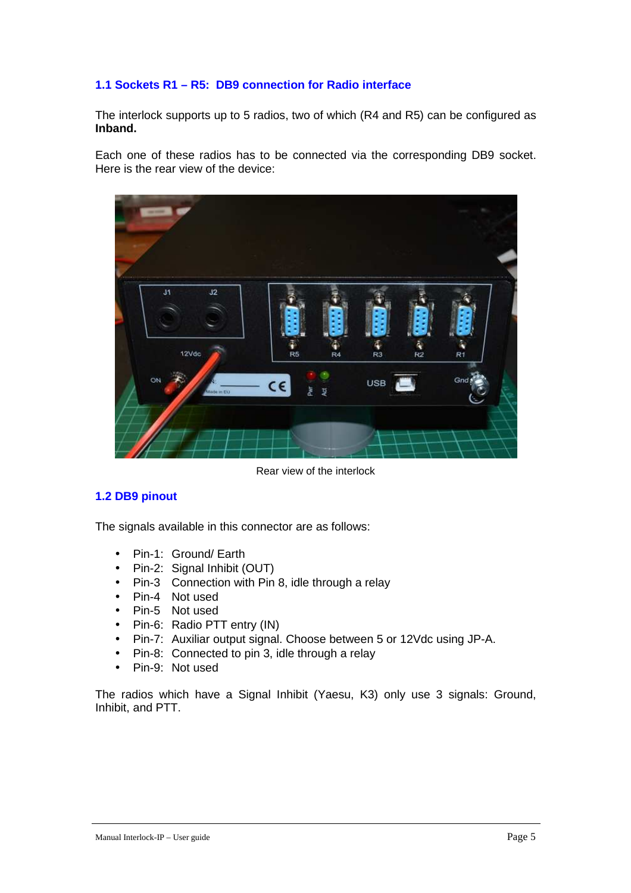### 1.1 Sockets R1 – R5: DB9 connection for Radio interface

The interlock supports up to 5 radios, two of which (R4 and R5) can be configured as **Inband.**

Each one of these radios has to be connected via the corresponding DB9 socket. Here is the rear view of the device:

Rear view of the interlock

### 1.2 DB9 pinout

The signals available in this connector are as follows:

- Pin-1: Ground/ Earth
- Pin-2: Signal Inhibit (OUT)
- Pin-3 Connection with Pin 8, idle through a relay
- Pin-4 Not used
- Pin-5 Not used
- Pin-6: Radio PTT entry (IN)
- Pin-7: Auxiliar output signal. Choose between 5 or 12Vdc using JP-A.
- Pin-8: Connected to pin 3, idle through a relay
- Pin-9: Not used

The radios which have a Signal Inhibit (Yaesu, K3) only use 3 signals: Ground, Inhibit, and PTT.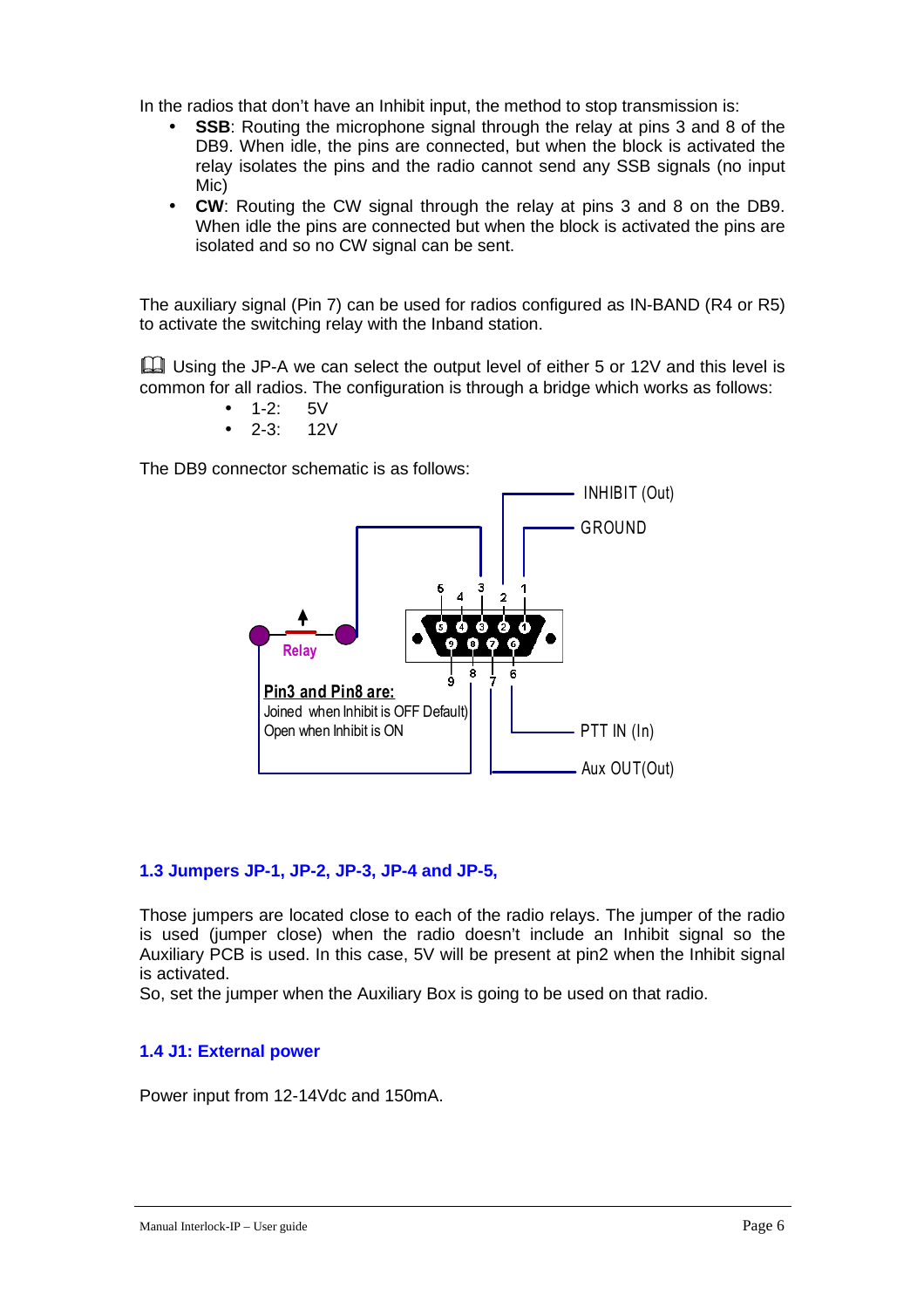In the radios that don't have an Inhibit input, the method to stop transmission is:

- **SSB**: Routing the microphone signal through the relay at pins 3 and 8 of the DB9. When idle, the pins are connected, but when the block is activated the relay isolates the pins and the radio cannot send any SSB signals (no input Mic)
- **CW**: Routing the CW signal through the relay at pins 3 and 8 on the DB9. When idle the pins are connected but when the block is activated the pins are isolated and so no CW signal can be sent.

The auxiliary signal (Pin 7) can be used for radios configured as IN-BAND (R4 or R5) to activate the switching relay with the Inband station.

📖 Using the JP-A we can select the output level of either 5 or 12V and this level is common for all radios. The configuration is through a bridge which works as follows:

- 1-2: 5V
- 2-3: 12V

The DB9 connector schematic is as follows:

INHIBIT (Out)
GROUND
Relay
**Pin3 and Pin8 are:**
Joined when Inhibit is OFF Default)
Open when Inhibit is ON
PTT IN (In)
Aux OUT(Out)

## 1.3 Jumpers JP-1, JP-2, JP-3, JP-4 and JP-5,

Those jumpers are located close to each of the radio relays. The jumper of the radio is used (jumper close) when the radio doesn't include an Inhibit signal so the Auxiliary PCB is used. In this case, 5V will be present at pin2 when the Inhibit signal is activated.
So, set the jumper when the Auxiliary Box is going to be used on that radio.

## 1.4 J1: External power

Power input from 12-14Vdc and 150mA.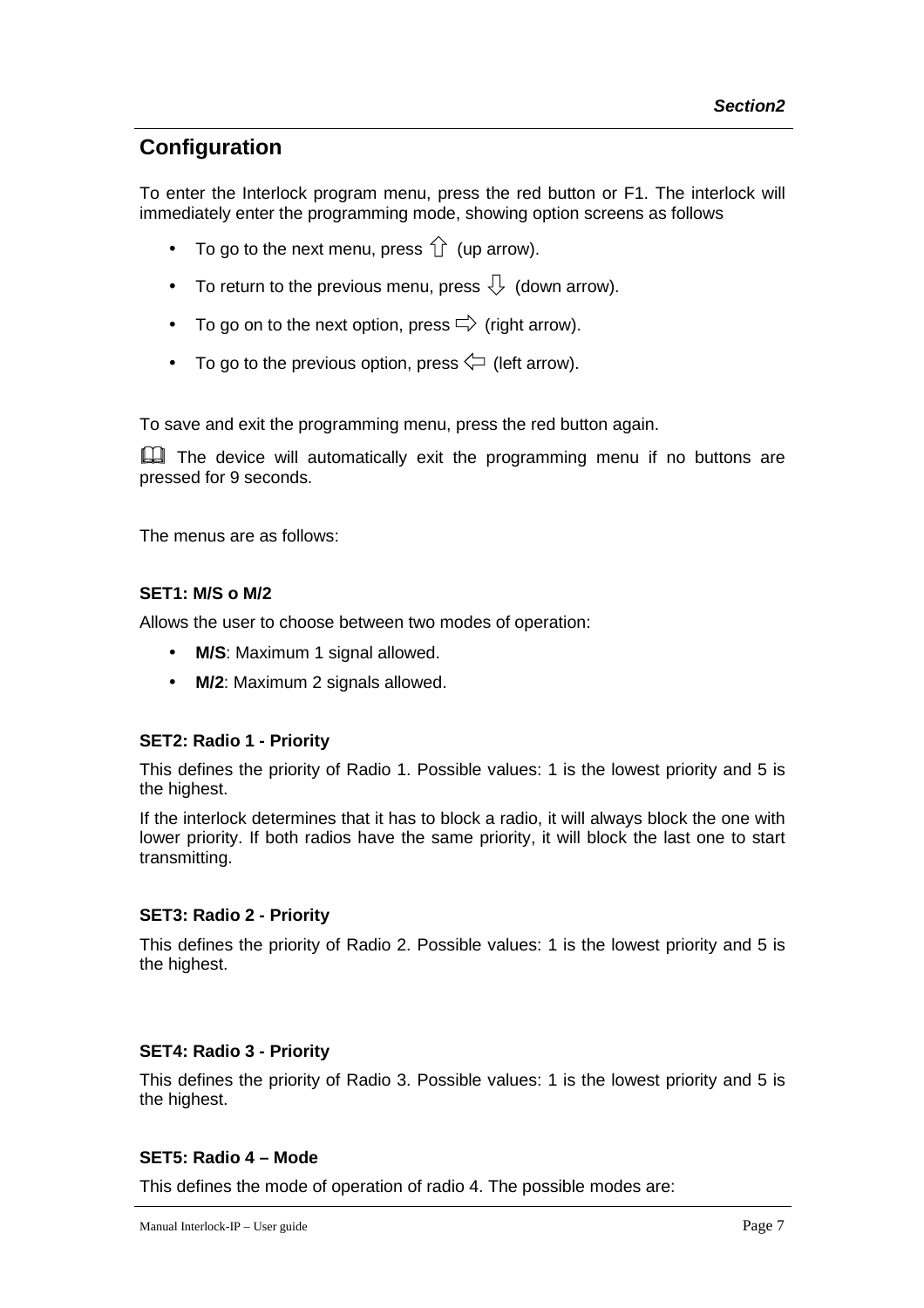## Configuration

To enter the Interlock program menu, press the red button or F1. The interlock will immediately enter the programming mode, showing option screens as follows

- To go to the next menu, press ⇧ (up arrow).
- To return to the previous menu, press ⇩ (down arrow).
- To go on to the next option, press ⇨ (right arrow).
- To go to the previous option, press ⇦ (left arrow).

To save and exit the programming menu, press the red button again.

📖 The device will automatically exit the programming menu if no buttons are pressed for 9 seconds.

The menus are as follows:

#### SET1: M/S o M/2

Allows the user to choose between two modes of operation:

- **M/S**: Maximum 1 signal allowed.
- **M/2**: Maximum 2 signals allowed.

#### SET2: Radio 1 - Priority

This defines the priority of Radio 1. Possible values: 1 is the lowest priority and 5 is the highest.

If the interlock determines that it has to block a radio, it will always block the one with lower priority. If both radios have the same priority, it will block the last one to start transmitting.

#### SET3: Radio 2 - Priority

This defines the priority of Radio 2. Possible values: 1 is the lowest priority and 5 is the highest.

#### SET4: Radio 3 - Priority

This defines the priority of Radio 3. Possible values: 1 is the lowest priority and 5 is the highest.

#### SET5: Radio 4 – Mode

This defines the mode of operation of radio 4. The possible modes are: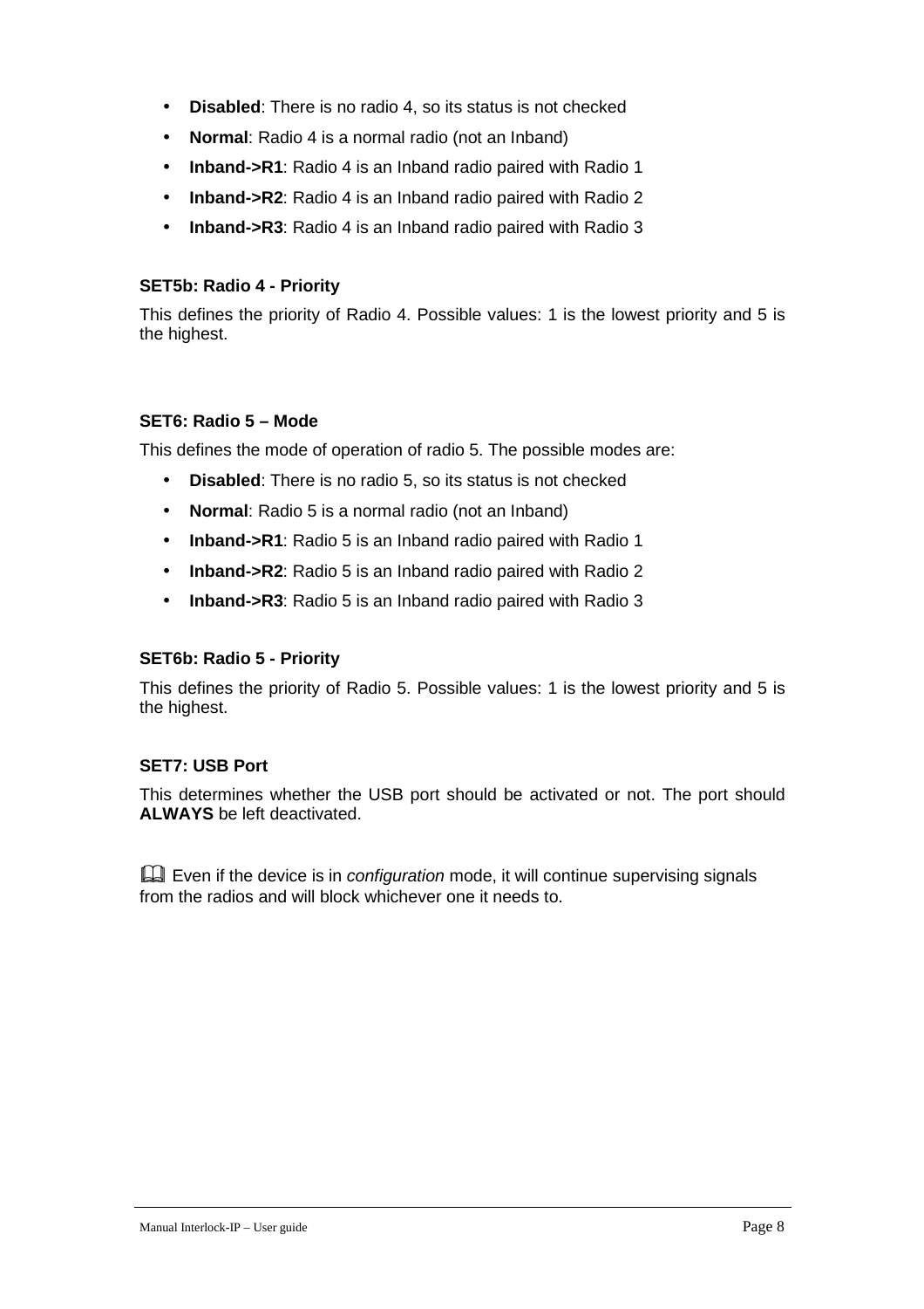- **Disabled**: There is no radio 4, so its status is not checked
- **Normal**: Radio 4 is a normal radio (not an Inband)
- **Inband->R1**: Radio 4 is an Inband radio paired with Radio 1
- **Inband->R2**: Radio 4 is an Inband radio paired with Radio 2
- **Inband->R3**: Radio 4 is an Inband radio paired with Radio 3

#### SET5b: Radio 4 - Priority

This defines the priority of Radio 4. Possible values: 1 is the lowest priority and 5 is the highest.

#### SET6: Radio 5 – Mode

This defines the mode of operation of radio 5. The possible modes are:

- **Disabled**: There is no radio 5, so its status is not checked
- **Normal**: Radio 5 is a normal radio (not an Inband)
- **Inband->R1**: Radio 5 is an Inband radio paired with Radio 1
- **Inband->R2**: Radio 5 is an Inband radio paired with Radio 2
- **Inband->R3**: Radio 5 is an Inband radio paired with Radio 3

#### SET6b: Radio 5 - Priority

This defines the priority of Radio 5. Possible values: 1 is the lowest priority and 5 is the highest.

#### SET7: USB Port

This determines whether the USB port should be activated or not. The port should **ALWAYS** be left deactivated.

📖 Even if the device is in *configuration* mode, it will continue supervising signals from the radios and will block whichever one it needs to.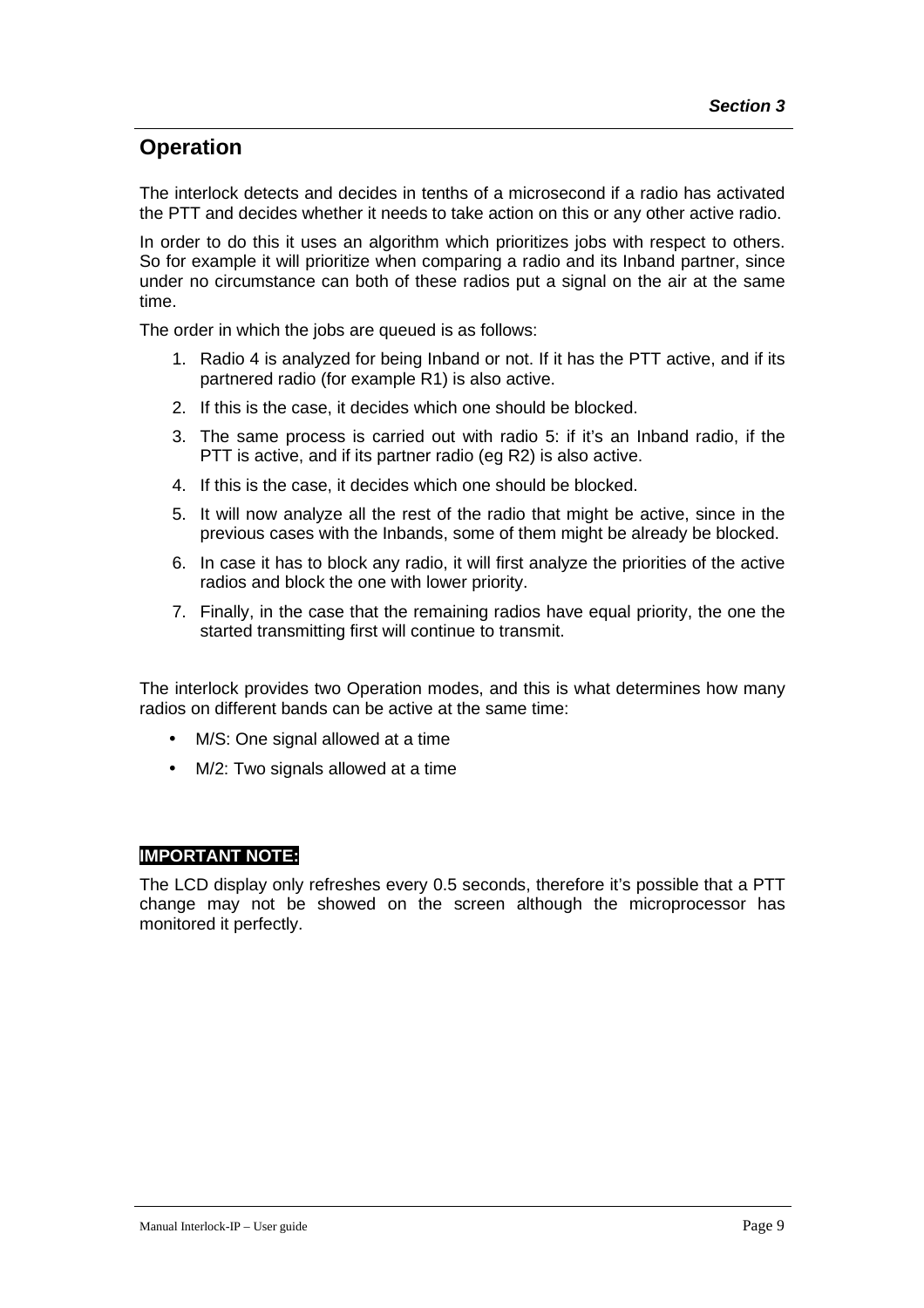## Operation

The interlock detects and decides in tenths of a microsecond if a radio has activated the PTT and decides whether it needs to take action on this or any other active radio.

In order to do this it uses an algorithm which prioritizes jobs with respect to others. So for example it will prioritize when comparing a radio and its Inband partner, since under no circumstance can both of these radios put a signal on the air at the same time.

The order in which the jobs are queued is as follows:

1. Radio 4 is analyzed for being Inband or not. If it has the PTT active, and if its partnered radio (for example R1) is also active.
2. If this is the case, it decides which one should be blocked.
3. The same process is carried out with radio 5: if it's an Inband radio, if the PTT is active, and if its partner radio (eg R2) is also active.
4. If this is the case, it decides which one should be blocked.
5. It will now analyze all the rest of the radio that might be active, since in the previous cases with the Inbands, some of them might be already be blocked.
6. In case it has to block any radio, it will first analyze the priorities of the active radios and block the one with lower priority.
7. Finally, in the case that the remaining radios have equal priority, the one the started transmitting first will continue to transmit.

The interlock provides two Operation modes, and this is what determines how many radios on different bands can be active at the same time:

- M/S: One signal allowed at a time
- M/2: Two signals allowed at a time

**IMPORTANT NOTE:**

The LCD display only refreshes every 0.5 seconds, therefore it's possible that a PTT change may not be showed on the screen although the microprocessor has monitored it perfectly.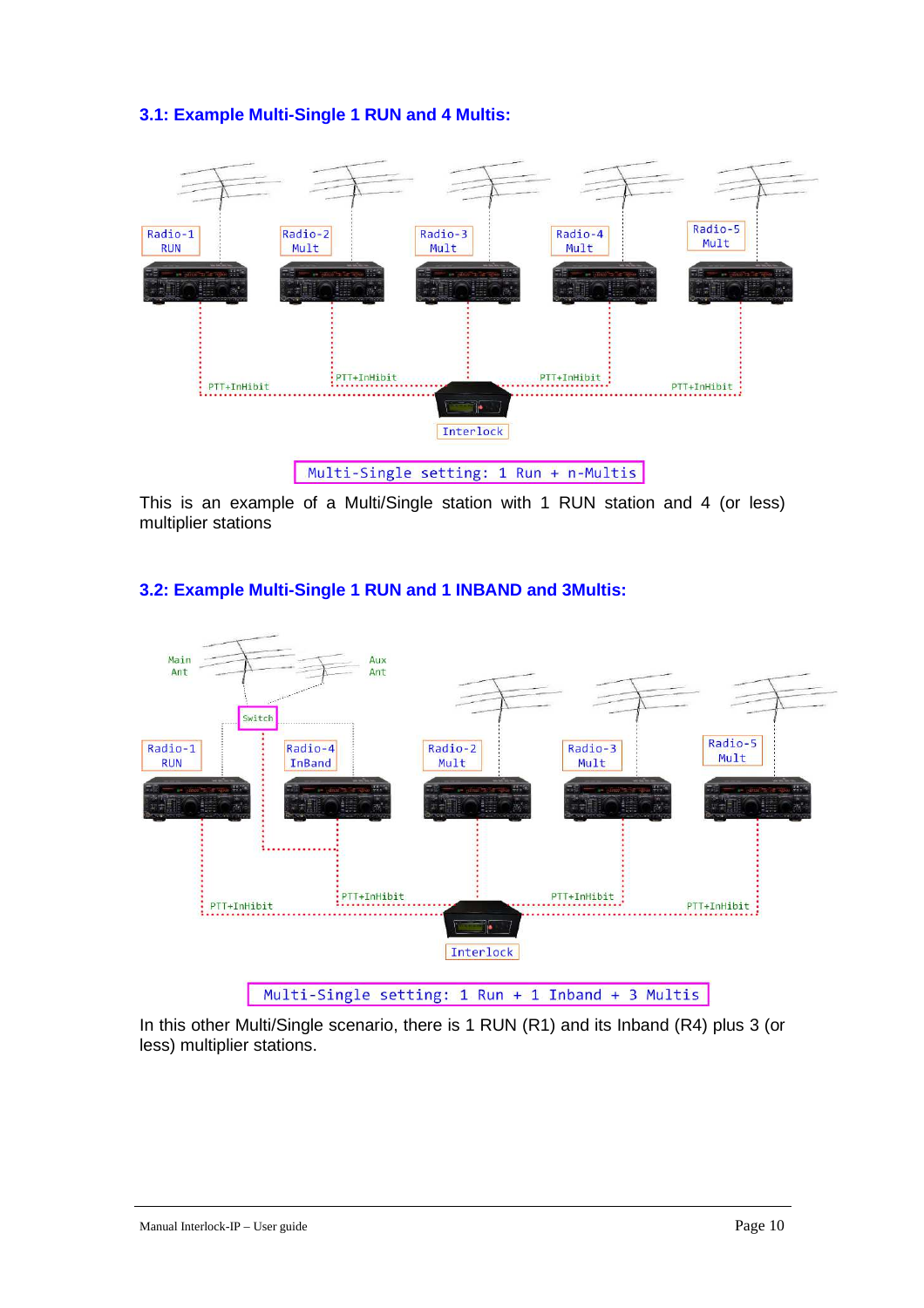### 3.1: Example Multi-Single 1 RUN and 4 Multis:

Radio-1 RUN    Radio-2 Mult    Radio-3 Mult    Radio-4 Mult    Radio-5 Mult

PTT+InHibit    PTT+InHibit    PTT+InHibit    PTT+InHibit

Interlock

Multi-Single setting: 1 Run + n-Multis

This is an example of a Multi/Single station with 1 RUN station and 4 (or less) multiplier stations

### 3.2: Example Multi-Single 1 RUN and 1 INBAND and 3Multis:

Main Ant    Aux Ant

Switch

Radio-1 RUN    Radio-4 InBand    Radio-2 Mult    Radio-3 Mult    Radio-5 Mult

PTT+InHibit    PTT+InHibit    PTT+InHibit    PTT+InHibit

Interlock

Multi-Single setting: 1 Run + 1 Inband + 3 Multis

In this other Multi/Single scenario, there is 1 RUN (R1) and its Inband (R4) plus 3 (or less) multiplier stations.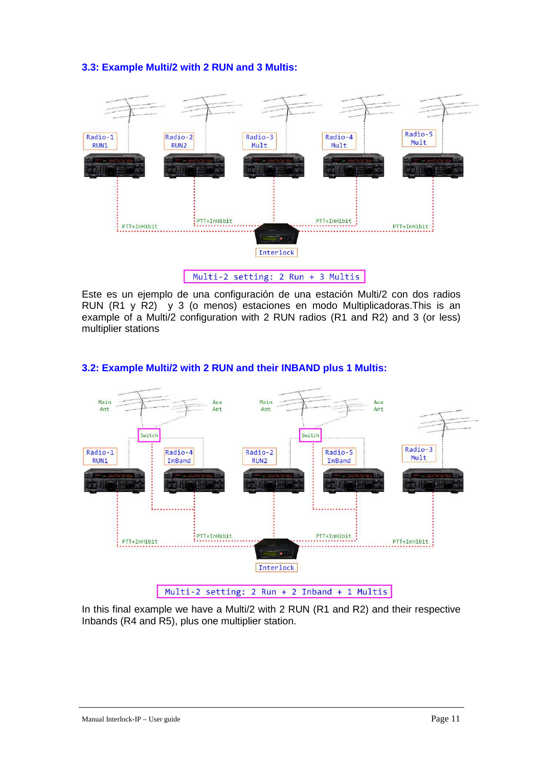### 3.3: Example Multi/2 with 2 RUN and 3 Multis:

Multi-2 setting: 2 Run + 3 Multis

Este es un ejemplo de una configuración de una estación Multi/2 con dos radios RUN (R1 y R2) y 3 (o menos) estaciones en modo Multiplicadoras.This is an example of a Multi/2 configuration with 2 RUN radios (R1 and R2) and 3 (or less) multiplier stations

### 3.2: Example Multi/2 with 2 RUN and their INBAND plus 1 Multis:

Multi-2 setting: 2 Run + 2 Inband + 1 Multis

In this final example we have a Multi/2 with 2 RUN (R1 and R2) and their respective Inbands (R4 and R5), plus one multiplier station.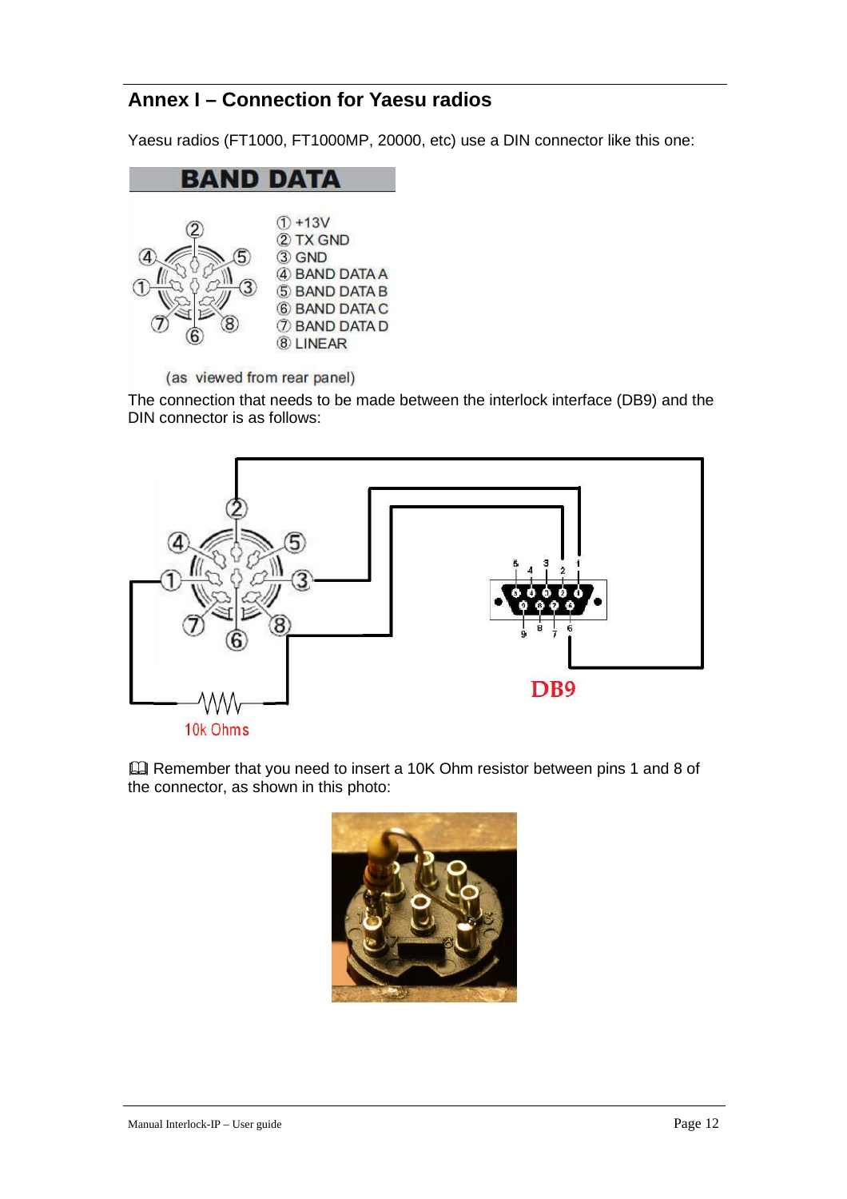## Annex I – Connection for Yaesu radios

Yaesu radios (FT1000, FT1000MP, 20000, etc) use a DIN connector like this one:

**BAND DATA**

① +13V
② TX GND
③ GND
④ BAND DATA A
⑤ BAND DATA B
⑥ BAND DATA C
⑦ BAND DATA D
⑧ LINEAR

(as viewed from rear panel)

The connection that needs to be made between the interlock interface (DB9) and the DIN connector is as follows:

10k Ohms

DB9

📖 Remember that you need to insert a 10K Ohm resistor between pins 1 and 8 of the connector, as shown in this photo: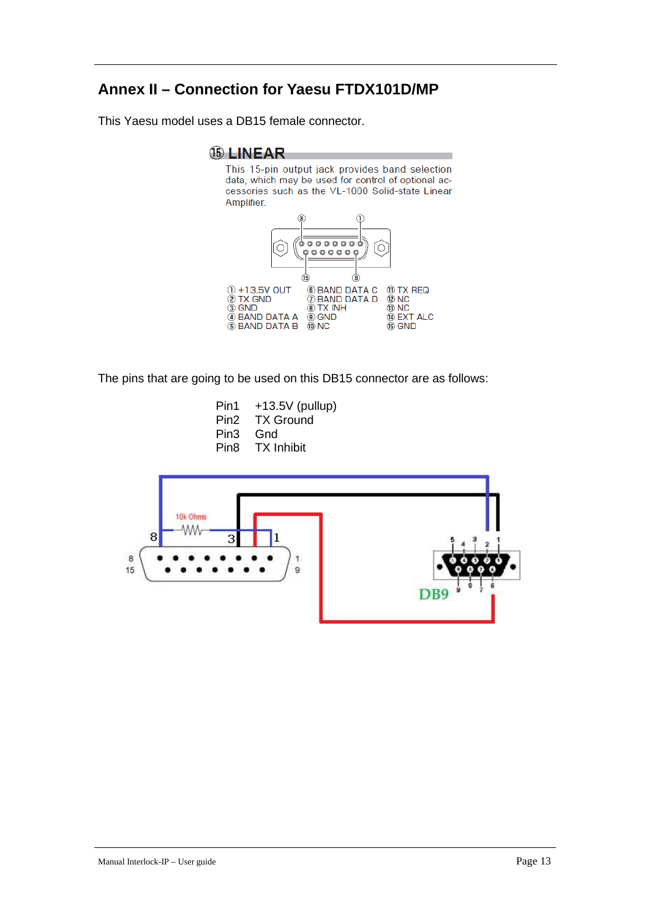## Annex II – Connection for Yaesu FTDX101D/MP

This Yaesu model uses a DB15 female connector.

**⑮ LINEAR**

This 15-pin output jack provides band selection data, which may be used for control of optional accessories such as the VL-1000 Solid-state Linear Amplifier.

① +13.5V OUT
② TX GND
③ GND
④ BAND DATA A
⑤ BAND DATA B
⑥ BAND DATA C
⑦ BAND DATA D
⑧ TX INH
⑨ GND
⑩ NC
⑪ TX REQ
⑫ NC
⑬ NC
⑭ EXT ALC
⑮ GND

The pins that are going to be used on this DB15 connector are as follows:

| | |
|---|---|
| Pin1 | +13.5V (pullup) |
| Pin2 | TX Ground |
| Pin3 | Gnd |
| Pin8 | TX Inhibit |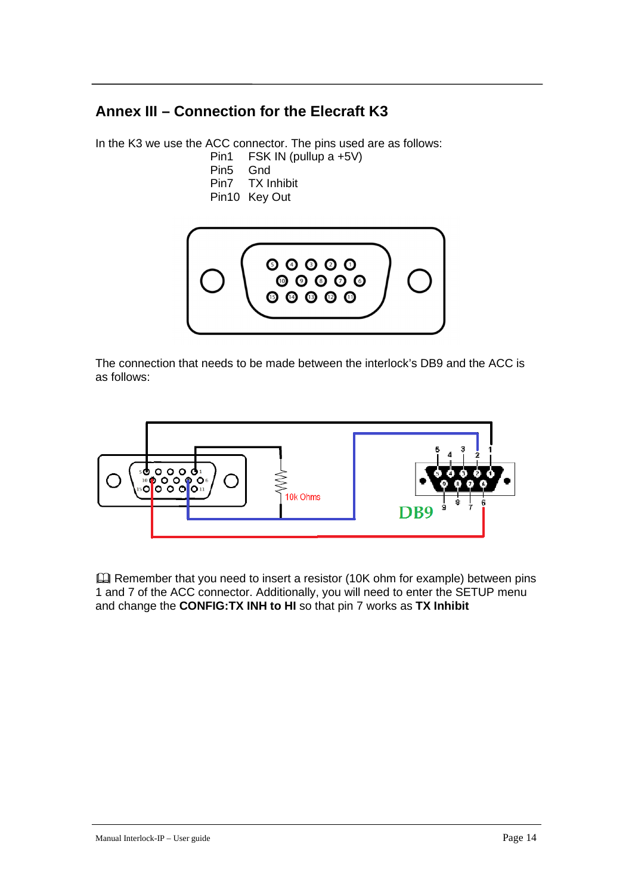## Annex III – Connection for the Elecraft K3

In the K3 we use the ACC connector. The pins used are as follows:

- Pin1 FSK IN (pullup a +5V)
- Pin5 Gnd
- Pin7 TX Inhibit
- Pin10 Key Out

The connection that needs to be made between the interlock's DB9 and the ACC is as follows:

📖 Remember that you need to insert a resistor (10K ohm for example) between pins 1 and 7 of the ACC connector. Additionally, you will need to enter the SETUP menu and change the **CONFIG:TX INH to HI** so that pin 7 works as **TX Inhibit**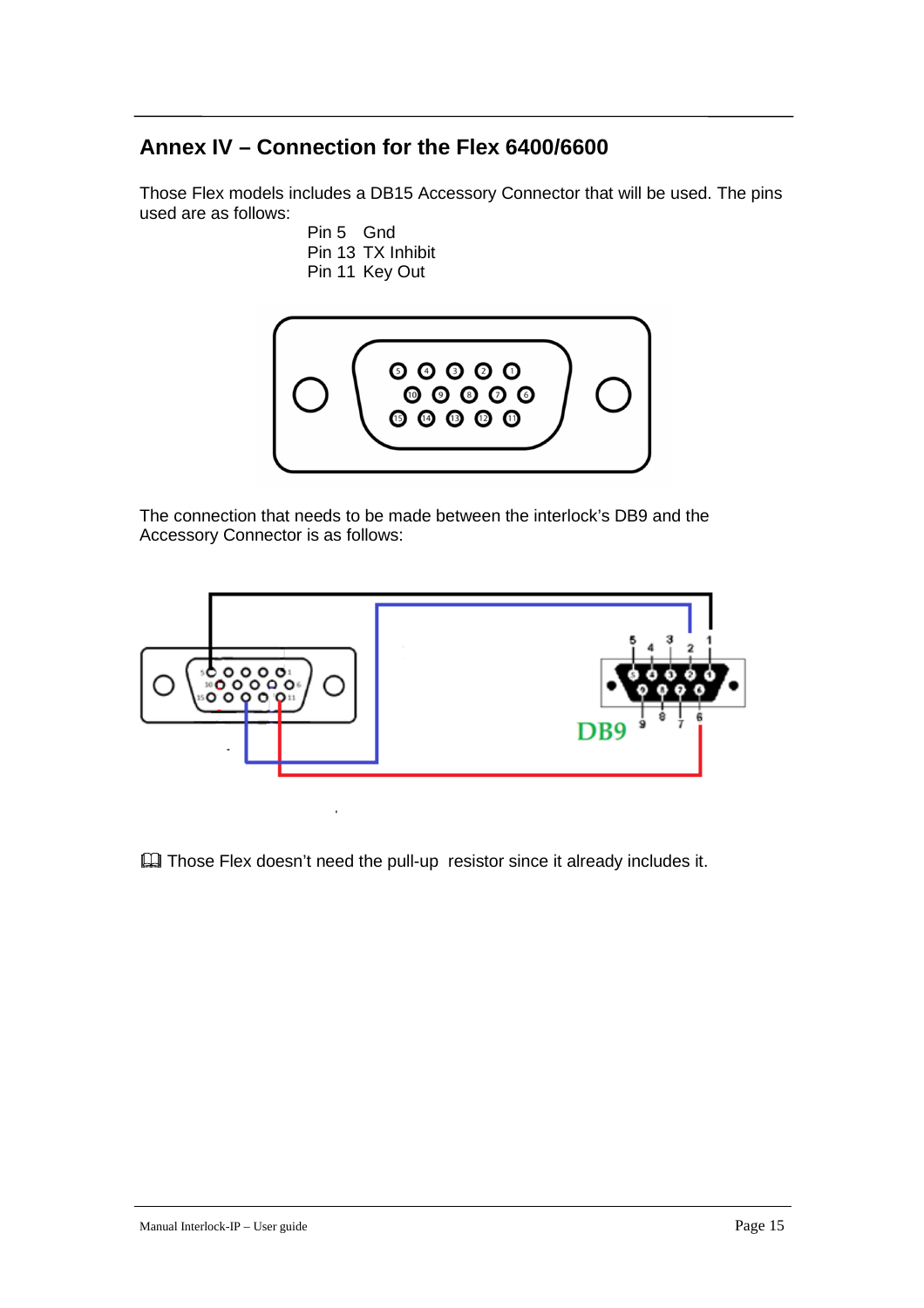## Annex IV – Connection for the Flex 6400/6600

Those Flex models includes a DB15 Accessory Connector that will be used. The pins used are as follows:

Pin 5 Gnd
Pin 13 TX Inhibit
Pin 11 Key Out

The connection that needs to be made between the interlock's DB9 and the Accessory Connector is as follows:

📖 Those Flex doesn't need the pull-up resistor since it already includes it.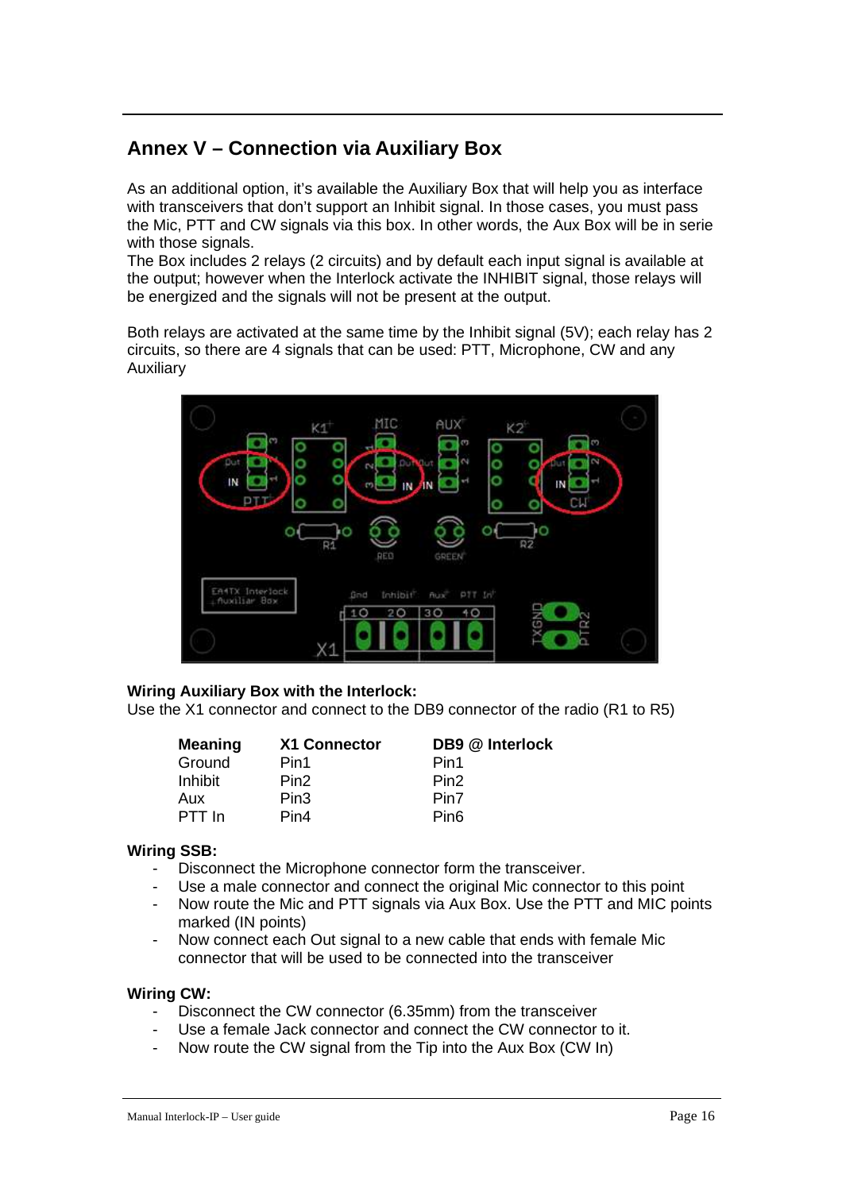## Annex V – Connection via Auxiliary Box

As an additional option, it's available the Auxiliary Box that will help you as interface with transceivers that don't support an Inhibit signal. In those cases, you must pass the Mic, PTT and CW signals via this box. In other words, the Aux Box will be in serie with those signals.
The Box includes 2 relays (2 circuits) and by default each input signal is available at the output; however when the Interlock activate the INHIBIT signal, those relays will be energized and the signals will not be present at the output.

Both relays are activated at the same time by the Inhibit signal (5V); each relay has 2 circuits, so there are 4 signals that can be used: PTT, Microphone, CW and any Auxiliary

**Wiring Auxiliary Box with the Interlock:**
Use the X1 connector and connect to the DB9 connector of the radio (R1 to R5)

| Meaning | X1 Connector | DB9 @ Interlock |
|---|---|---|
| Ground | Pin1 | Pin1 |
| Inhibit | Pin2 | Pin2 |
| Aux | Pin3 | Pin7 |
| PTT In | Pin4 | Pin6 |

**Wiring SSB:**

- Disconnect the Microphone connector form the transceiver.
- Use a male connector and connect the original Mic connector to this point
- Now route the Mic and PTT signals via Aux Box. Use the PTT and MIC points marked (IN points)
- Now connect each Out signal to a new cable that ends with female Mic connector that will be used to be connected into the transceiver

**Wiring CW:**

- Disconnect the CW connector (6.35mm) from the transceiver
- Use a female Jack connector and connect the CW connector to it.
- Now route the CW signal from the Tip into the Aux Box (CW In)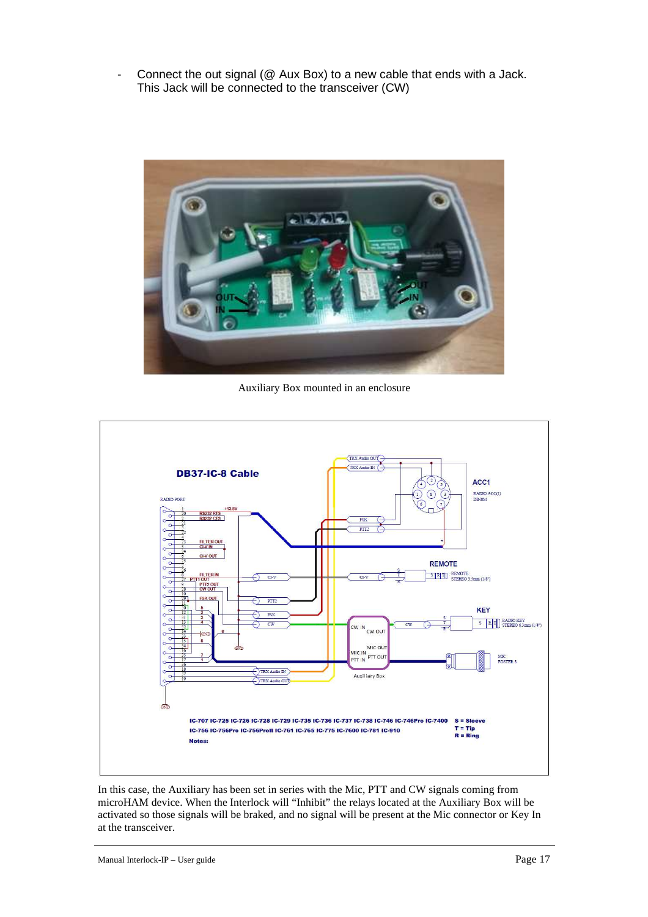- Connect the out signal (@ Aux Box) to a new cable that ends with a Jack. This Jack will be connected to the transceiver (CW)

Auxiliary Box mounted in an enclosure

In this case, the Auxiliary has been set in series with the Mic, PTT and CW signals coming from microHAM device. When the Interlock will "Inhibit" the relays located at the Auxiliary Box will be activated so those signals will be braked, and no signal will be present at the Mic connector or Key In at the transceiver.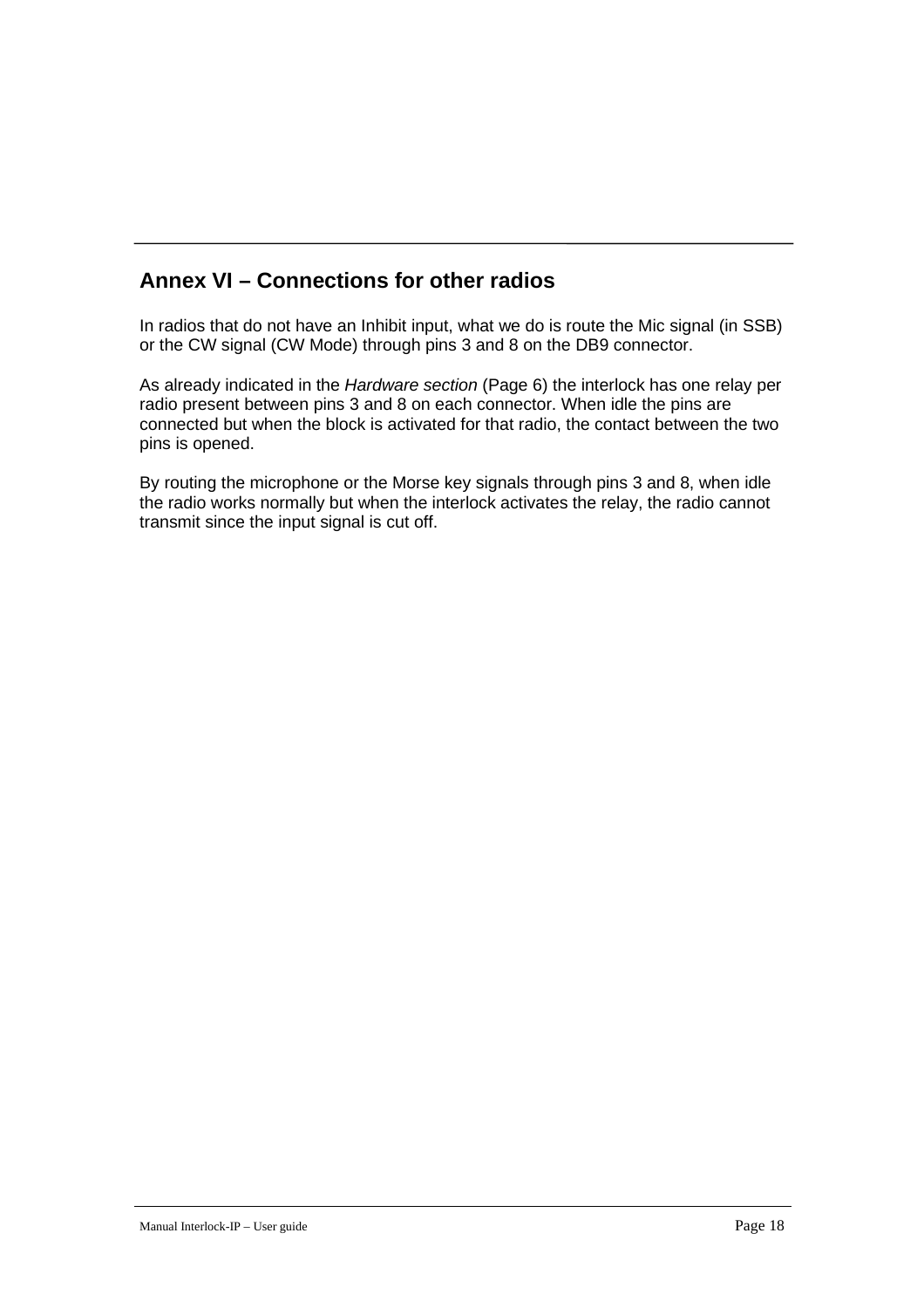## Annex VI – Connections for other radios

In radios that do not have an Inhibit input, what we do is route the Mic signal (in SSB) or the CW signal (CW Mode) through pins 3 and 8 on the DB9 connector.

As already indicated in the *Hardware section* (Page 6) the interlock has one relay per radio present between pins 3 and 8 on each connector. When idle the pins are connected but when the block is activated for that radio, the contact between the two pins is opened.

By routing the microphone or the Morse key signals through pins 3 and 8, when idle the radio works normally but when the interlock activates the relay, the radio cannot transmit since the input signal is cut off.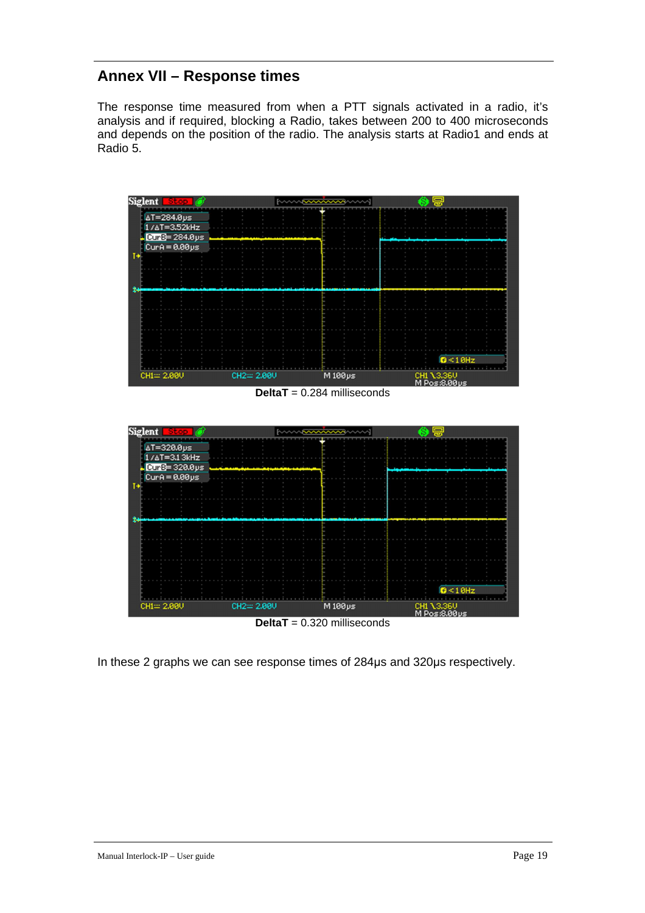## Annex VII – Response times

The response time measured from when a PTT signals activated in a radio, it's analysis and if required, blocking a Radio, takes between 200 to 400 microseconds and depends on the position of the radio. The analysis starts at Radio1 and ends at Radio 5.

**DeltaT** = 0.284 milliseconds

**DeltaT** = 0.320 milliseconds

In these 2 graphs we can see response times of 284µs and 320µs respectively.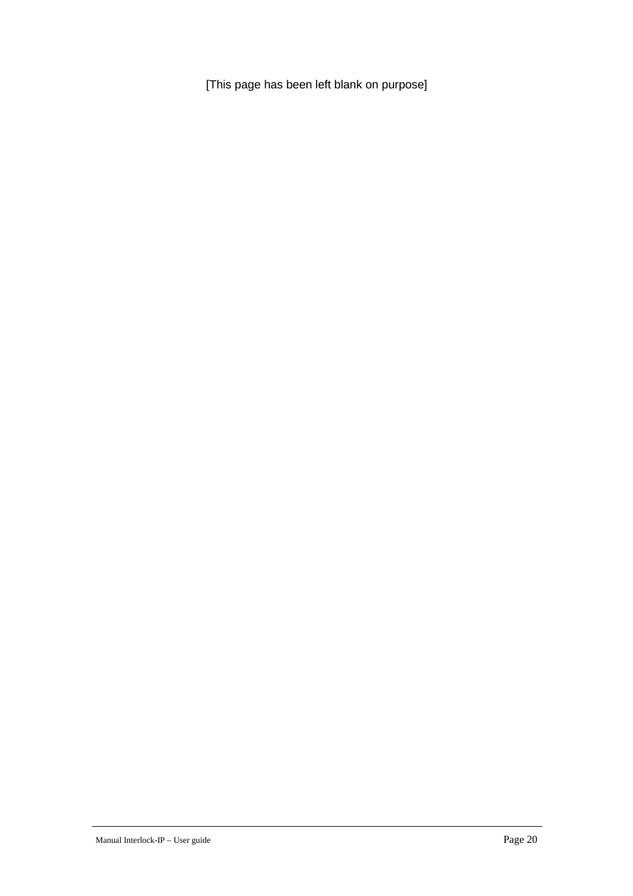[This page has been left blank on purpose]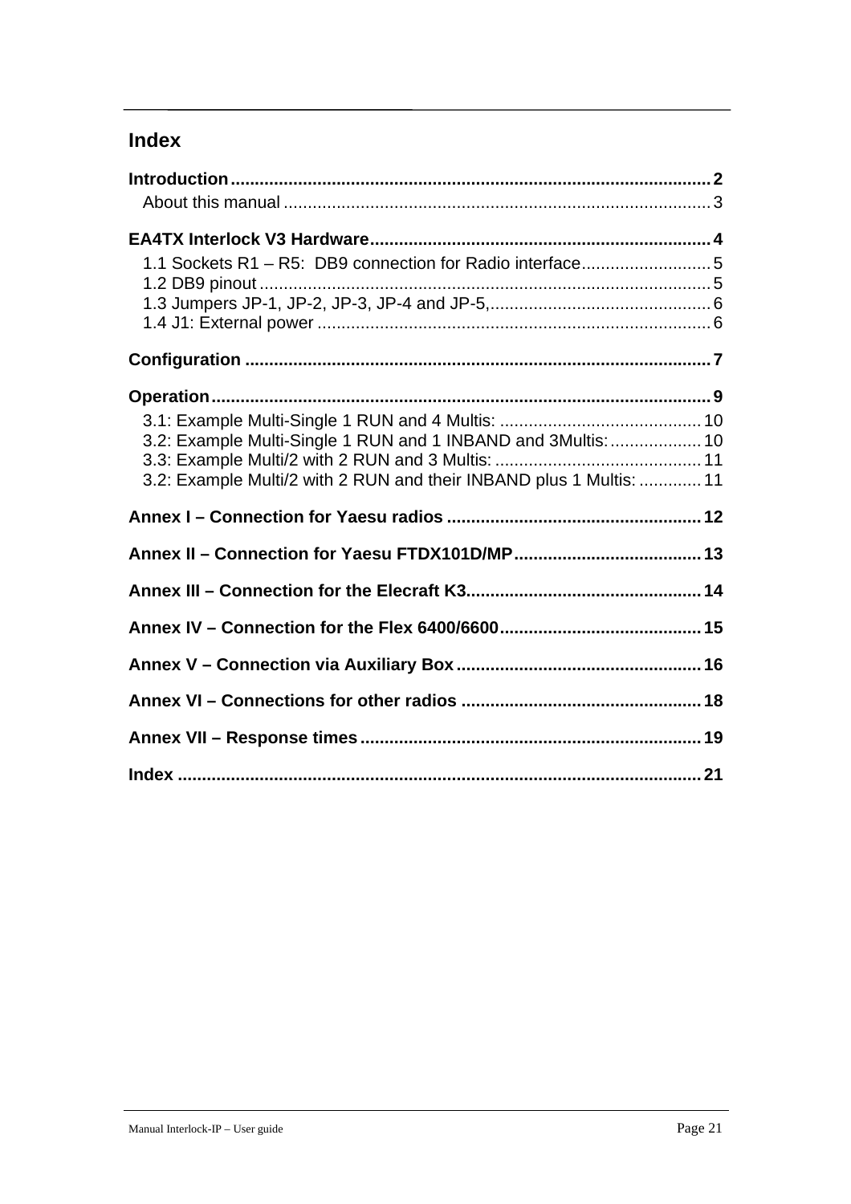# Index

**Introduction** ........................................................................................... **2**
  About this manual ............................................................................... 3

**EA4TX Interlock V3 Hardware** .................................................................. **4**
  1.1 Sockets R1 – R5: DB9 connection for Radio interface ............................ 5
  1.2 DB9 pinout ........................................................................................ 5
  1.3 Jumpers JP-1, JP-2, JP-3, JP-4 and JP-5, ............................................. 6
  1.4 J1: External power ............................................................................ 6

**Configuration** ............................................................................................ **7**

**Operation** .................................................................................................. **9**
  3.1: Example Multi-Single 1 RUN and 4 Multis: .......................................... 10
  3.2: Example Multi-Single 1 RUN and 1 INBAND and 3Multis: ...................... 10
  3.3: Example Multi/2 with 2 RUN and 3 Multis: ........................................... 11
  3.2: Example Multi/2 with 2 RUN and their INBAND plus 1 Multis: ............. 11

**Annex I – Connection for Yaesu radios** ..................................................... **12**

**Annex II – Connection for Yaesu FTDX101D/MP** ........................................ **13**

**Annex III – Connection for the Elecraft K3** .................................................. **14**

**Annex IV – Connection for the Flex 6400/6600** ........................................... **15**

**Annex V – Connection via Auxiliary Box** .................................................... **16**

**Annex VI – Connections for other radios** ................................................... **18**

**Annex VII – Response times** ...................................................................... **19**

**Index** ........................................................................................................ **21**